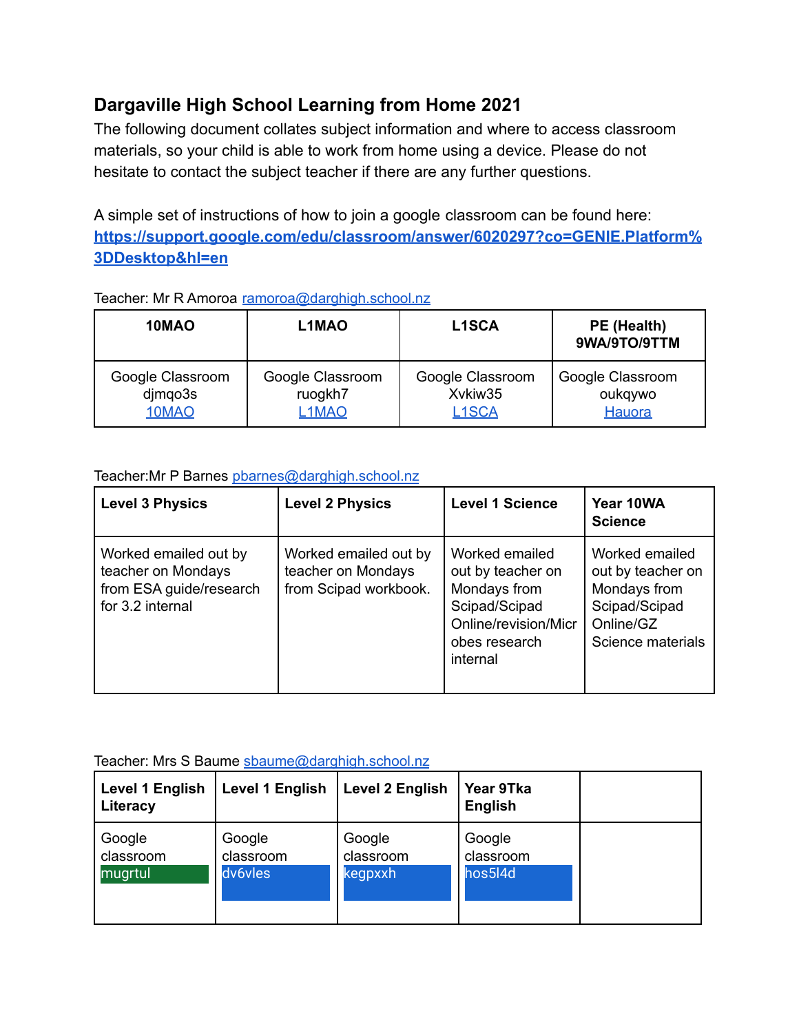## Dargaville High School Learning from Home 2021

The following document collates subject information and where to access classroom materials, so your child is able to work from home using a device. Please do not hesitate to contact the subject teacher if there are any further questions.

A simple set of instructions of how to join a google classroom can be found here: **https://support.google.com/edu/classroom/answer/6020297?co=GENIE.Platform%3DDesktop&hl=en**

Teacher: Mr R Amoroa ramoroa@darghigh.school.nz

| 10MAO | L1MAO | L1SCA | PE (Health) 9WA/9TO/9TTM |
|---|---|---|---|
| Google Classroom djmqo3s 10MAO | Google Classroom ruogkh7 L1MAO | Google Classroom Xvkiw35 L1SCA | Google Classroom oukqywo Hauora |

Teacher:Mr P Barnes pbarnes@darghigh.school.nz

| Level 3 Physics | Level 2 Physics | Level 1 Science | Year 10WA Science |
|---|---|---|---|
| Worked emailed out by teacher on Mondays from ESA guide/research for 3.2 internal | Worked emailed out by teacher on Mondays from Scipad workbook. | Worked emailed out by teacher on Mondays from Scipad/Scipad Online/revision/Microbes research internal | Worked emailed out by teacher on Mondays from Scipad/Scipad Online/GZ Science materials |

Teacher: Mrs S Baume sbaume@darghigh.school.nz

| Level 1 English Literacy | Level 1 English | Level 2 English | Year 9Tka English | |
|---|---|---|---|---|
| Google classroom mugrtul | Google classroom dv6vles | Google classroom kegpxxh | Google classroom hos5l4d | |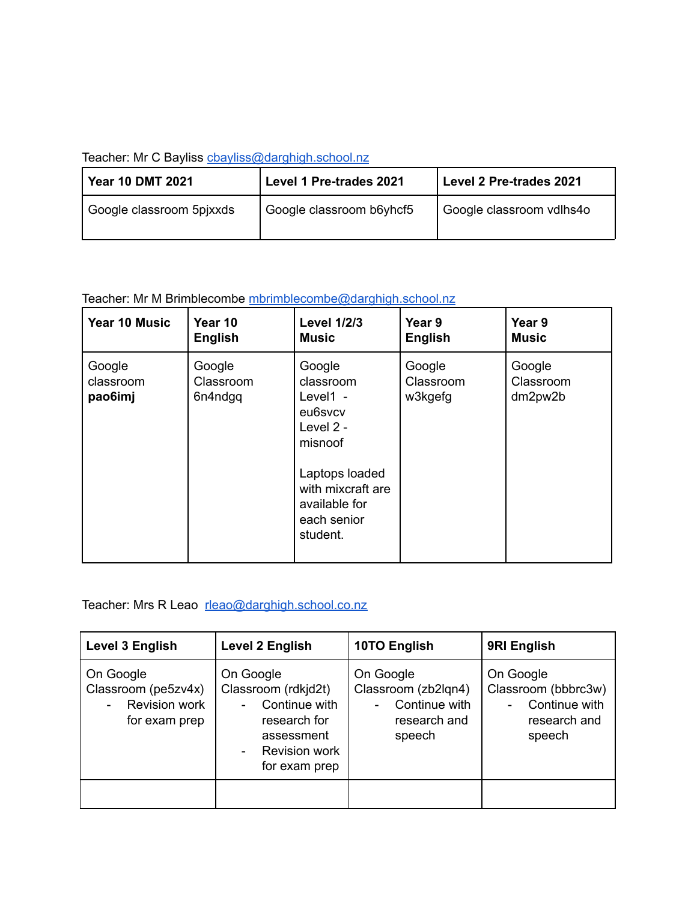Teacher: Mr C Bayliss cbayliss@darghigh.school.nz

| Year 10 DMT 2021 | Level 1 Pre-trades 2021 | Level 2 Pre-trades 2021 |
|---|---|---|
| Google classroom 5pjxxds | Google classroom b6yhcf5 | Google classroom vdlhs4o |

Teacher: Mr M Brimblecombe mbrimblecombe@darghigh.school.nz

| Year 10 Music | Year 10 English | Level 1/2/3 Music | Year 9 English | Year 9 Music |
|---|---|---|---|---|
| Google classroom **pao6imj** | Google Classroom 6n4ndgq | Google classroom Level1 - eu6svcv Level 2 - misnoof<br><br>Laptops loaded with mixcraft are available for each senior student. | Google Classroom w3kgefg | Google Classroom dm2pw2b |

Teacher: Mrs R Leao rleao@darghigh.school.co.nz

| Level 3 English | Level 2 English | 10TO English | 9RI English |
|---|---|---|---|
| On Google Classroom (pe5zv4x)<br>- Revision work for exam prep | On Google Classroom (rdkjd2t)<br>- Continue with research for assessment<br>- Revision work for exam prep | On Google Classroom (zb2lqn4)<br>- Continue with research and speech | On Google Classroom (bbbrc3w)<br>- Continue with research and speech |
| | | | |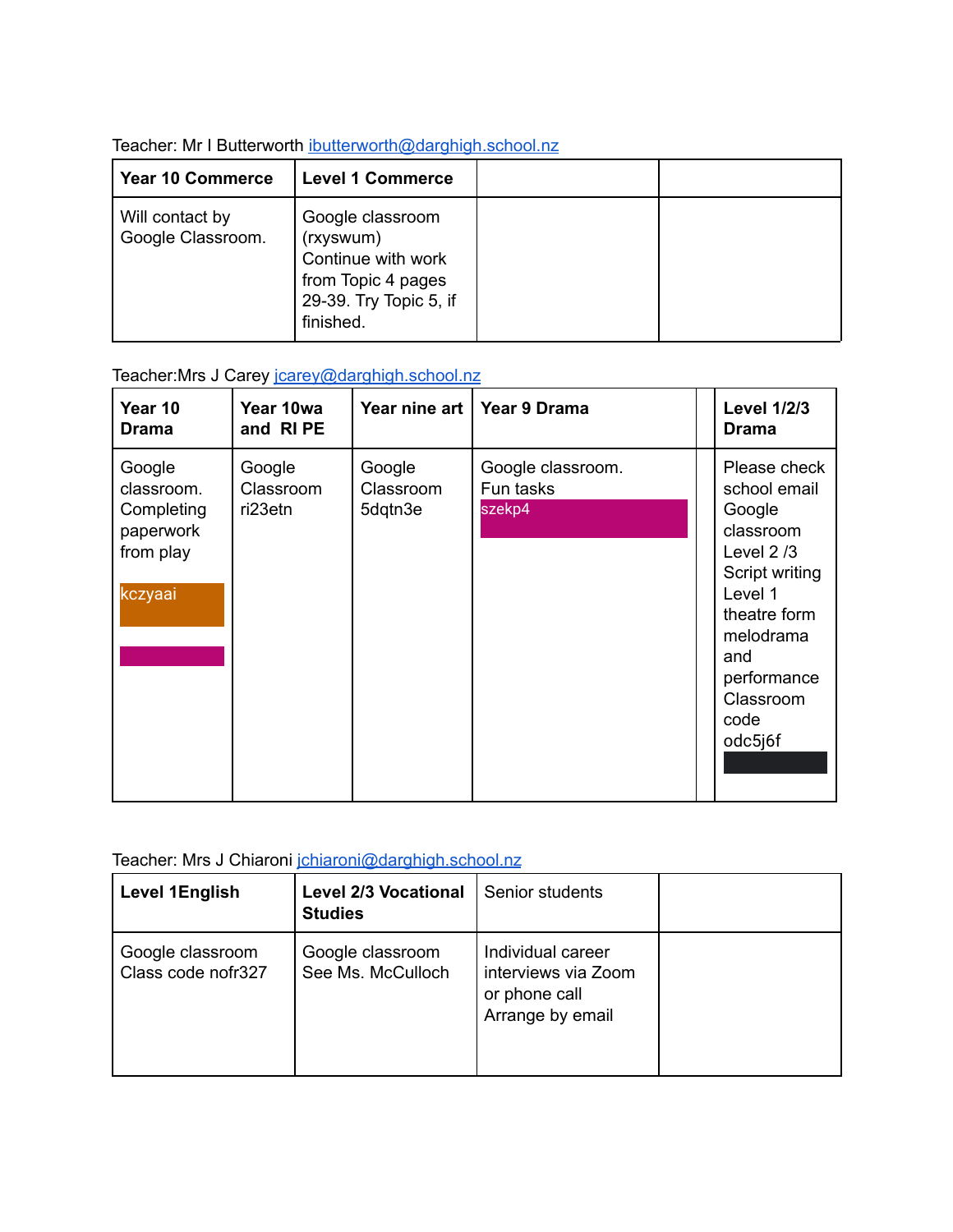Teacher: Mr I Butterworth ibutterworth@darghigh.school.nz

| Year 10 Commerce | Level 1 Commerce | | |
|---|---|---|---|
| Will contact by Google Classroom. | Google classroom (rxyswum) Continue with work from Topic 4 pages 29-39. Try Topic 5, if finished. | | |

Teacher:Mrs J Carey jcarey@darghigh.school.nz

| Year 10 Drama | Year 10wa and RI PE | Year nine art | Year 9 Drama | | Level 1/2/3 Drama |
|---|---|---|---|---|---|
| Google classroom. Completing paperwork from play<br><br>kczyaai | Google Classroom ri23etn | Google Classroom 5dqtn3e | Google classroom. Fun tasks<br>szekp4 | | Please check school email Google classroom Level 2 /3 Script writing Level 1 theatre form melodrama and performance Classroom code odc5j6f |

Teacher: Mrs J Chiaroni jchiaroni@darghigh.school.nz

| Level 1English | Level 2/3 Vocational Studies | Senior students | |
|---|---|---|---|
| Google classroom Class code nofr327 | Google classroom See Ms. McCulloch | Individual career interviews via Zoom or phone call Arrange by email | |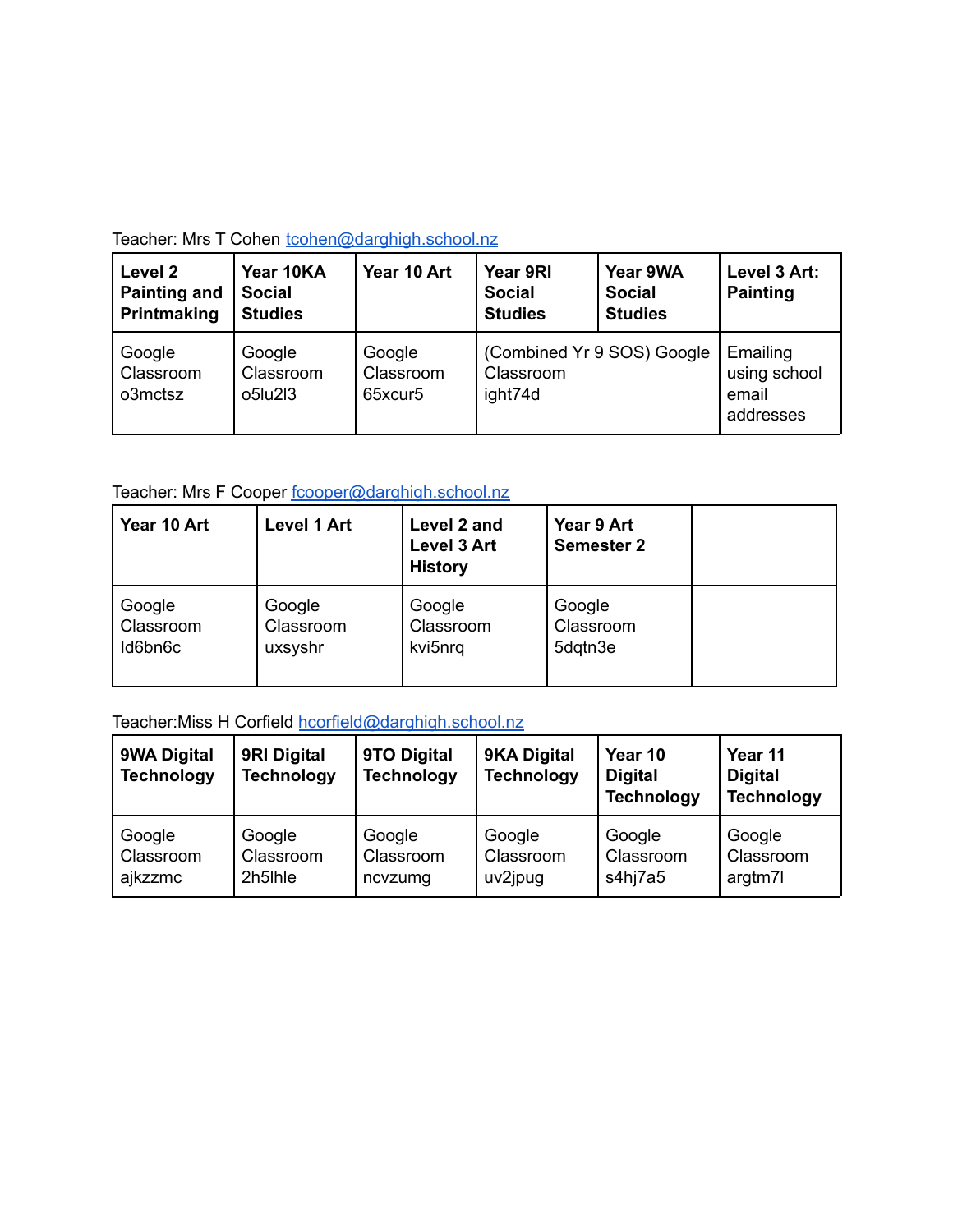Teacher: Mrs T Cohen tcohen@darghigh.school.nz

| Level 2 Painting and Printmaking | Year 10KA Social Studies | Year 10 Art | Year 9RI Social Studies | Year 9WA Social Studies | Level 3 Art: Painting |
|---|---|---|---|---|---|
| Google Classroom o3mctsz | Google Classroom o5lu2l3 | Google Classroom 65xcur5 | (Combined Yr 9 SOS) Google Classroom ight74d | | Emailing using school email addresses |

Teacher: Mrs F Cooper fcooper@darghigh.school.nz

| Year 10 Art | Level 1 Art | Level 2 and Level 3 Art History | Year 9 Art Semester 2 | |
|---|---|---|---|---|
| Google Classroom Id6bn6c | Google Classroom uxsyshr | Google Classroom kvi5nrq | Google Classroom 5dqtn3e | |

Teacher:Miss H Corfield hcorfield@darghigh.school.nz

| 9WA Digital Technology | 9RI Digital Technology | 9TO Digital Technology | 9KA Digital Technology | Year 10 Digital Technology | Year 11 Digital Technology |
|---|---|---|---|---|---|
| Google Classroom ajkzzmc | Google Classroom 2h5lhle | Google Classroom ncvzumg | Google Classroom uv2jpug | Google Classroom s4hj7a5 | Google Classroom argtm7l |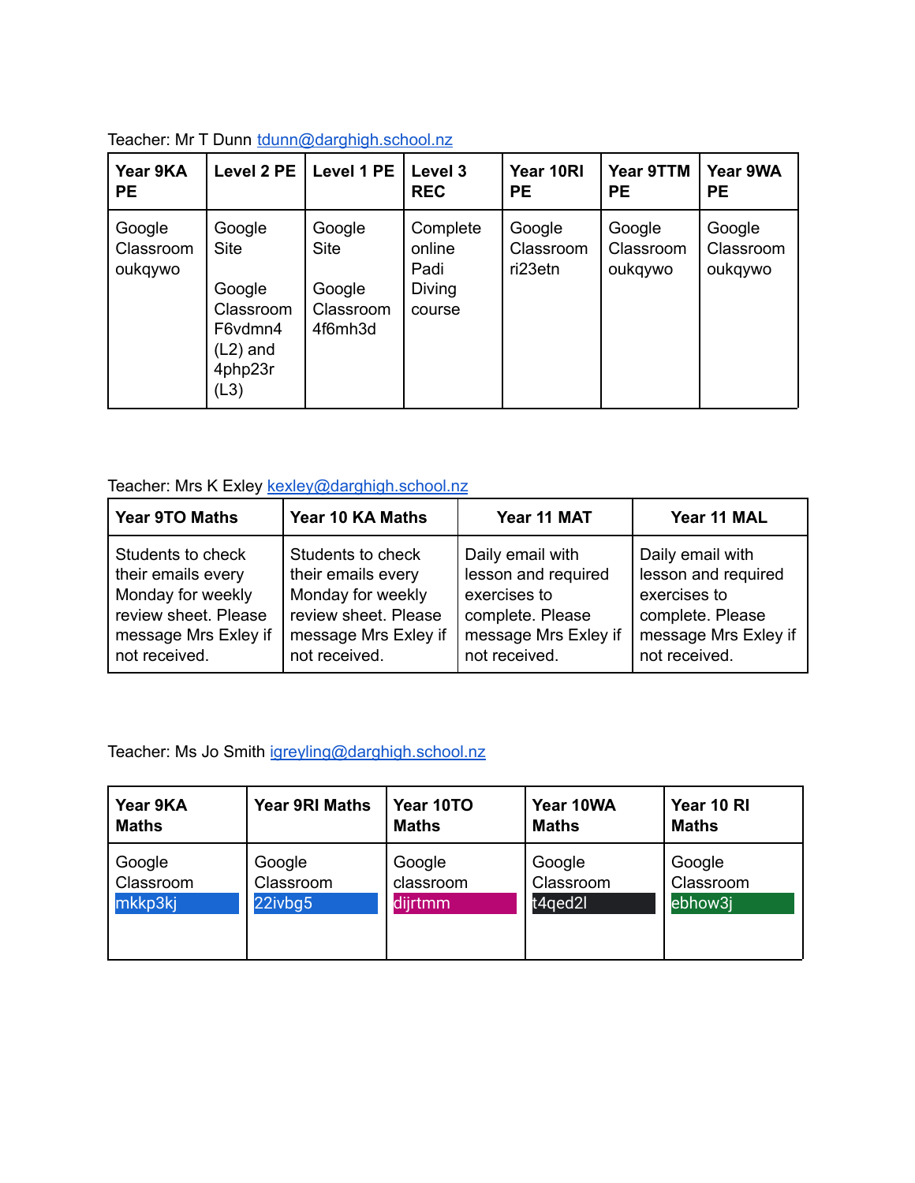Teacher: Mr T Dunn tdunn@darghigh.school.nz

| Year 9KA PE | Level 2 PE | Level 1 PE | Level 3 REC | Year 10RI PE | Year 9TTM PE | Year 9WA PE |
| --- | --- | --- | --- | --- | --- | --- |
| Google Classroom oukqywo | Google Site<br><br>Google Classroom F6vdmn4 (L2) and 4php23r (L3) | Google Site<br><br>Google Classroom 4f6mh3d | Complete online Padi Diving course | Google Classroom ri23etn | Google Classroom oukqywo | Google Classroom oukqywo |

Teacher: Mrs K Exley kexley@darghigh.school.nz

| Year 9TO Maths | Year 10 KA Maths | Year 11 MAT | Year 11 MAL |
| --- | --- | --- | --- |
| Students to check their emails every Monday for weekly review sheet. Please message Mrs Exley if not received. | Students to check their emails every Monday for weekly review sheet. Please message Mrs Exley if not received. | Daily email with lesson and required exercises to complete. Please message Mrs Exley if not received. | Daily email with lesson and required exercises to complete. Please message Mrs Exley if not received. |

Teacher: Ms Jo Smith jgreyling@darghigh.school.nz

| Year 9KA Maths | Year 9RI Maths | Year 10TO Maths | Year 10WA Maths | Year 10 RI Maths |
| --- | --- | --- | --- | --- |
| Google Classroom mkkp3kj | Google Classroom 22ivbg5 | Google classroom dijrtmm | Google Classroom t4qed2l | Google Classroom ebhow3j |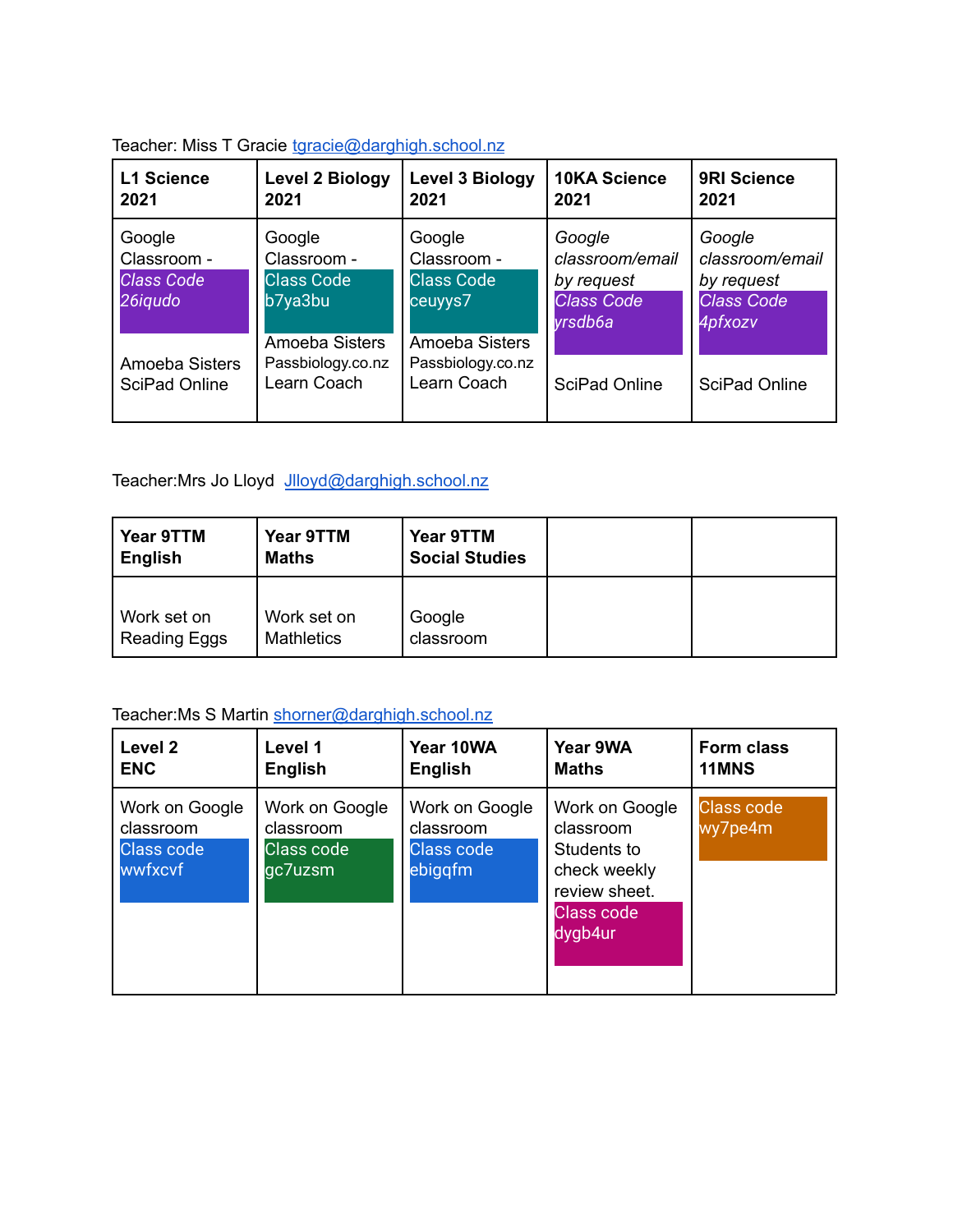Teacher: Miss T Gracie tgracie@darghigh.school.nz

| **L1 Science 2021** | **Level 2 Biology 2021** | **Level 3 Biology 2021** | **10KA Science 2021** | **9RI Science 2021** |
|---|---|---|---|---|
| Google Classroom - *Class Code 26iqudo*<br><br>Amoeba Sisters<br>SciPad Online | Google Classroom - Class Code b7ya3bu<br>Amoeba Sisters<br>Passbiology.co.nz<br>Learn Coach | Google Classroom - Class Code ceuyys7<br>Amoeba Sisters<br>Passbiology.co.nz<br>Learn Coach | *Google classroom/email by request*<br>*Class Code yrsdb6a*<br><br>SciPad Online | *Google classroom/email by request*<br>*Class Code 4pfxozv*<br><br>SciPad Online |

Teacher:Mrs Jo Lloyd Jlloyd@darghigh.school.nz

| **Year 9TTM English** | **Year 9TTM Maths** | **Year 9TTM Social Studies** | | |
|---|---|---|---|---|
| Work set on Reading Eggs | Work set on Mathletics | Google classroom | | |

Teacher:Ms S Martin shorner@darghigh.school.nz

| **Level 2 ENC** | **Level 1 English** | **Year 10WA English** | **Year 9WA Maths** | **Form class 11MNS** |
|---|---|---|---|---|
| Work on Google classroom<br>Class code wwfxcvf | Work on Google classroom<br>Class code gc7uzsm | Work on Google classroom<br>Class code ebigqfm | Work on Google classroom<br>Students to check weekly review sheet.<br>Class code dygb4ur | Class code wy7pe4m |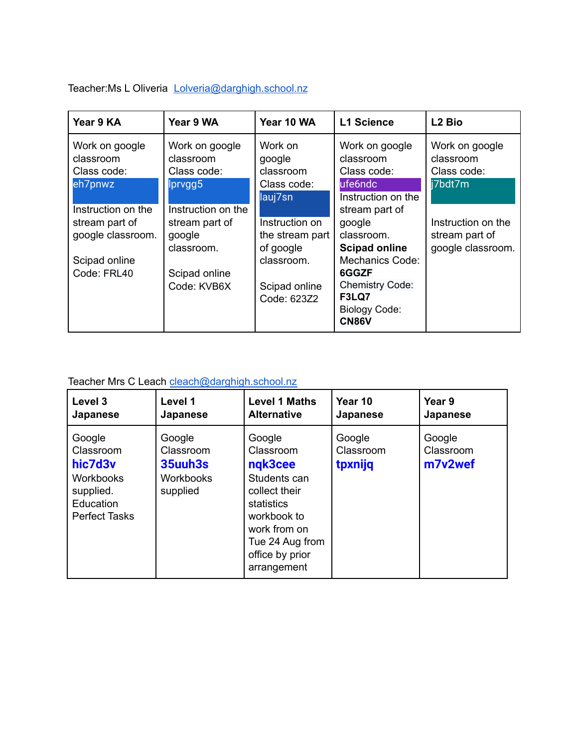Teacher:Ms L Oliveria Lolveria@darghigh.school.nz

| Year 9 KA | Year 9 WA | Year 10 WA | L1 Science | L2 Bio |
|---|---|---|---|---|
| Work on google classroom<br>Class code:<br>eh7pnwz<br><br>Instruction on the stream part of google classroom.<br><br>Scipad online<br>Code: FRL40 | Work on google classroom<br>Class code:<br>lprvgg5<br><br>Instruction on the stream part of google classroom.<br><br>Scipad online<br>Code: KVB6X | Work on google classroom<br>Class code:<br>lauj7sn<br><br>Instruction on the stream part of google classroom.<br><br>Scipad online<br>Code: 623Z2 | Work on google classroom<br>Class code:<br>ufe6ndc<br>Instruction on the stream part of google classroom.<br>**Scipad online**<br>Mechanics Code: **6GGZF**<br>Chemistry Code: **F3LQ7**<br>Biology Code: **CN86V** | Work on google classroom<br>Class code:<br>j7bdt7m<br><br>Instruction on the stream part of google classroom. |

Teacher Mrs C Leach cleach@darghigh.school.nz

| Level 3 Japanese | Level 1 Japanese | Level 1 Maths Alternative | Year 10 Japanese | Year 9 Japanese |
|---|---|---|---|---|
| Google Classroom<br>**hic7d3v**<br>Workbooks supplied.<br>Education Perfect Tasks | Google Classroom<br>**35uuh3s**<br>Workbooks supplied | Google Classroom<br>**nqk3cee**<br>Students can collect their statistics workbook to work from on Tue 24 Aug from office by prior arrangement | Google Classroom<br>**tpxnijq** | Google Classroom<br>**m7v2wef** |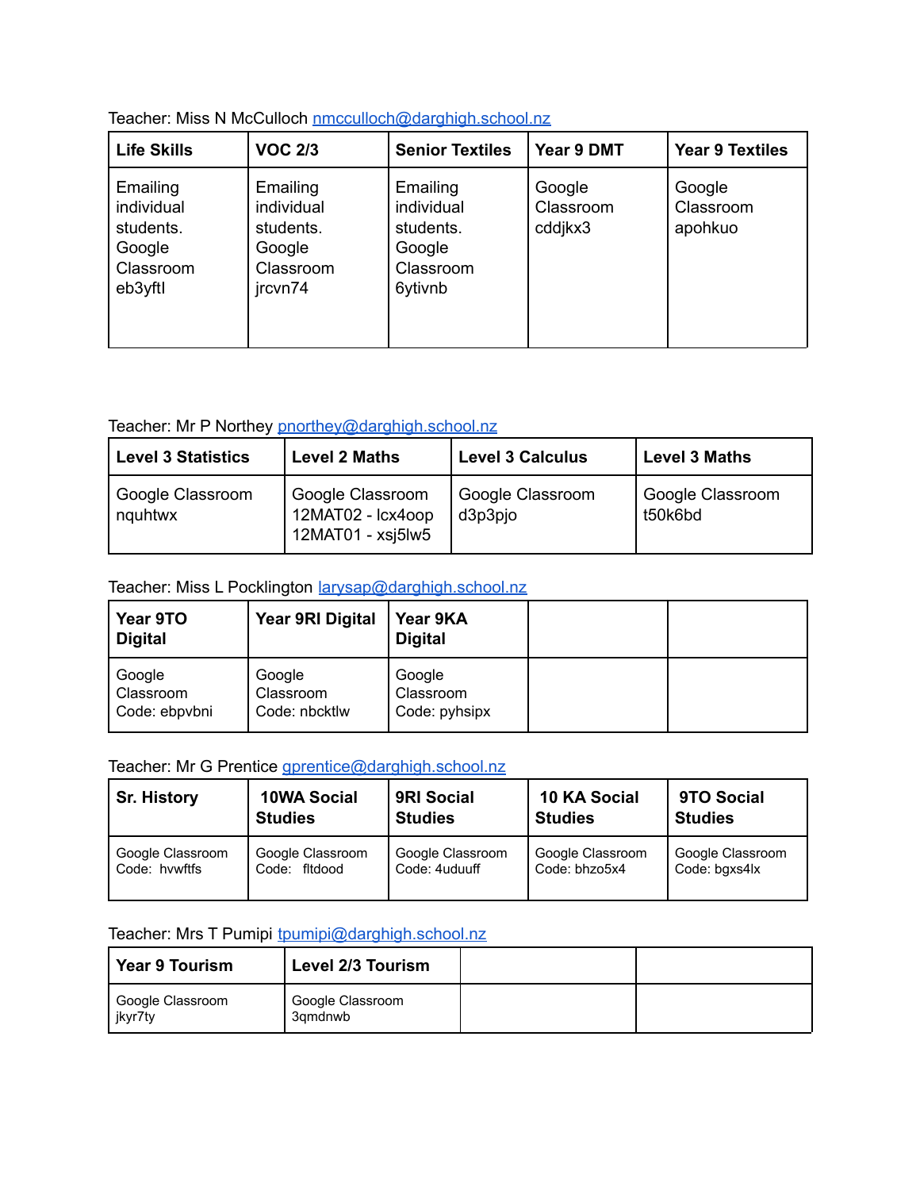Teacher: Miss N McCulloch nmcculloch@darghigh.school.nz

| Life Skills | VOC 2/3 | Senior Textiles | Year 9 DMT | Year 9 Textiles |
|---|---|---|---|---|
| Emailing individual students. Google Classroom eb3yftl | Emailing individual students. Google Classroom jrcvn74 | Emailing individual students. Google Classroom 6ytivnb | Google Classroom cddjkx3 | Google Classroom apohkuo |

Teacher: Mr P Northey pnorthey@darghigh.school.nz

| Level 3 Statistics | Level 2 Maths | Level 3 Calculus | Level 3 Maths |
|---|---|---|---|
| Google Classroom nquhtwx | Google Classroom 12MAT02 - lcx4oop 12MAT01 - xsj5lw5 | Google Classroom d3p3pjo | Google Classroom t50k6bd |

Teacher: Miss L Pocklington larysap@darghigh.school.nz

| Year 9TO Digital | Year 9RI Digital | Year 9KA Digital | | |
|---|---|---|---|---|
| Google Classroom Code: ebpvbni | Google Classroom Code: nbcktlw | Google Classroom Code: pyhsipx | | |

Teacher: Mr G Prentice gprentice@darghigh.school.nz

| Sr. History | 10WA Social Studies | 9RI Social Studies | 10 KA Social Studies | 9TO Social Studies |
|---|---|---|---|---|
| Google Classroom Code: hvwftfs | Google Classroom Code: fltdood | Google Classroom Code: 4uduuff | Google Classroom Code: bhzo5x4 | Google Classroom Code: bgxs4lx |

Teacher: Mrs T Pumipi tpumipi@darghigh.school.nz

| Year 9 Tourism | Level 2/3 Tourism | | |
|---|---|---|---|
| Google Classroom jkyr7ty | Google Classroom 3qmdnwb | | |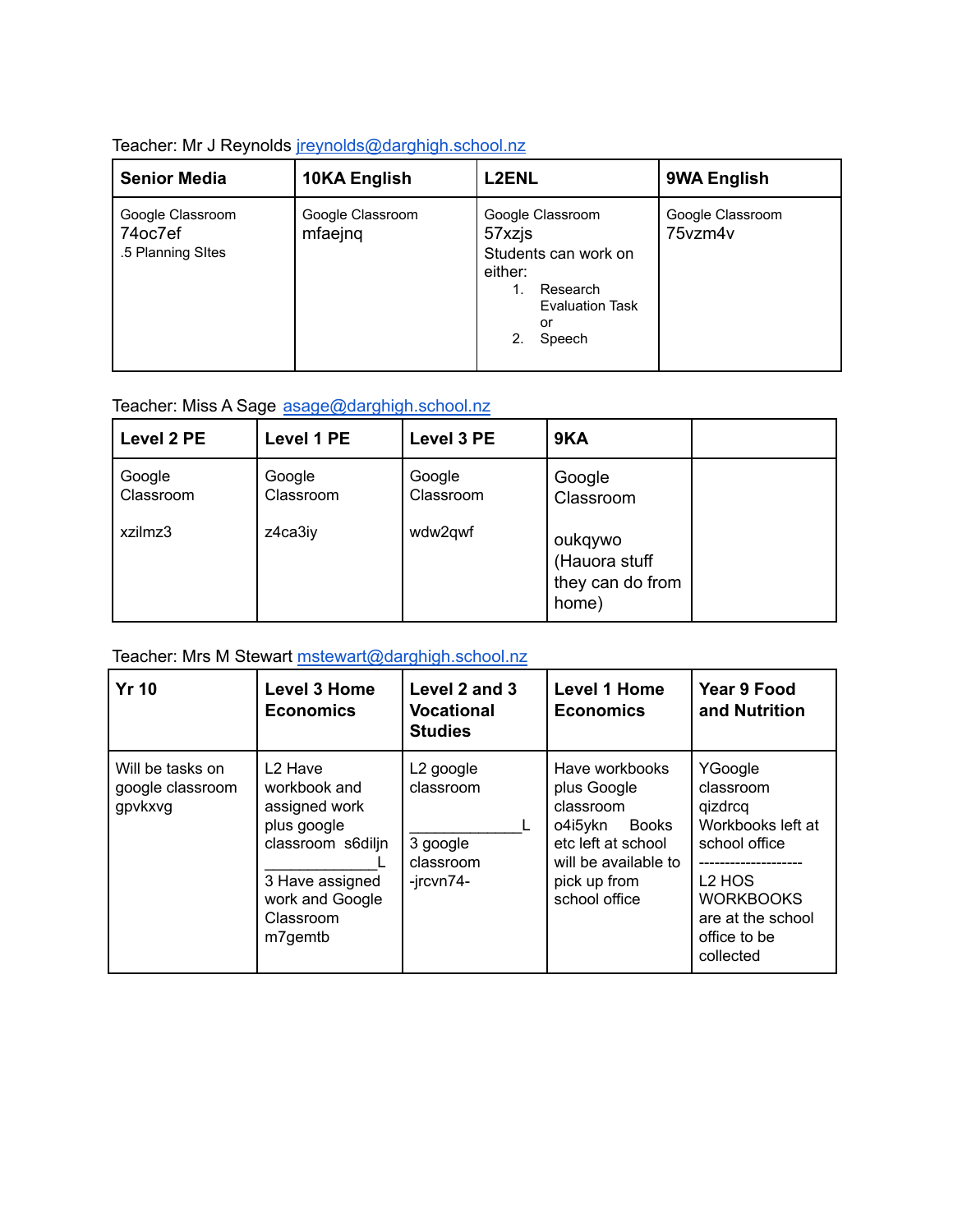Teacher: Mr J Reynolds [jreynolds@darghigh.school.nz](mailto:jreynolds@darghigh.school.nz)

| Senior Media | 10KA English | L2ENL | 9WA English |
|---|---|---|---|
| Google Classroom<br>74oc7ef<br>.5 Planning SItes | Google Classroom<br>mfaejnq | Google Classroom<br>57xzjs<br>Students can work on either:<br>1. Research Evaluation Task or<br>2. Speech | Google Classroom<br>75vzm4v |

Teacher: Miss A Sage [asage@darghigh.school.nz](mailto:asage@darghigh.school.nz)

| Level 2 PE | Level 1 PE | Level 3 PE | 9KA | |
|---|---|---|---|---|
| Google Classroom<br><br>xzilmz3 | Google Classroom<br><br>z4ca3iy | Google Classroom<br><br>wdw2qwf | Google Classroom<br><br>oukqywo (Hauora stuff they can do from home) | |

Teacher: Mrs M Stewart [mstewart@darghigh.school.nz](mailto:mstewart@darghigh.school.nz)

| Yr 10 | Level 3 Home Economics | Level 2 and 3 Vocational Studies | Level 1 Home Economics | Year 9 Food and Nutrition |
|---|---|---|---|---|
| Will be tasks on google classroom gpvkxvg | L2 Have workbook and assigned work plus google classroom s6diljn<br>_____________L<br>3 Have assigned work and Google Classroom m7gemtb | L2 google classroom<br><br>_____________L<br>3 google classroom -jrcvn74- | Have workbooks plus Google classroom o4i5ykn Books etc left at school will be available to pick up from school office | YGoogle classroom qizdrcq Workbooks left at school office<br>--------------------<br>L2 HOS WORKBOOKS are at the school office to be collected |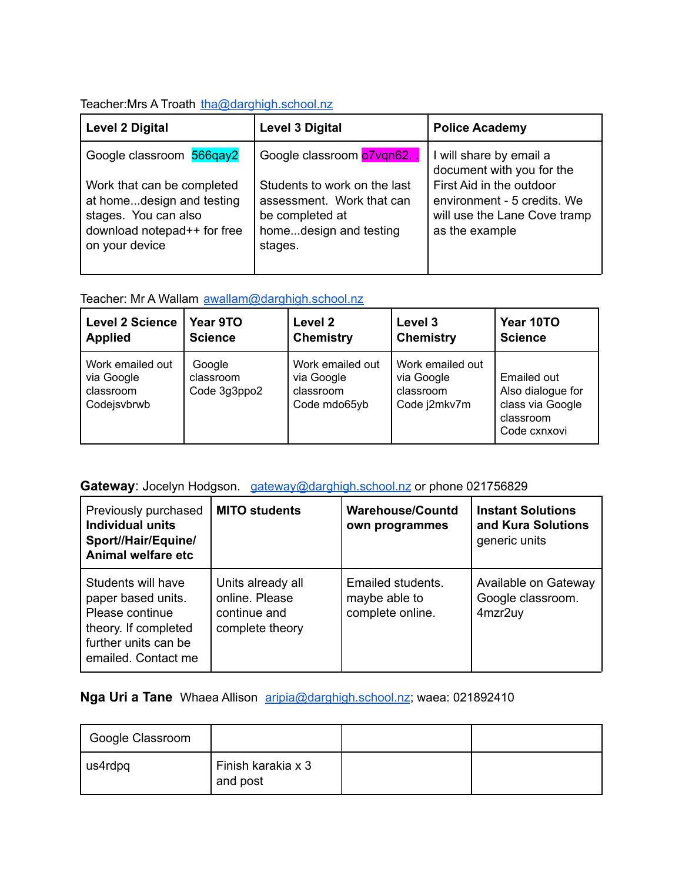Teacher:Mrs A Troath tha@darghigh.school.nz

| Level 2 Digital | Level 3 Digital | Police Academy |
|---|---|---|
| Google classroom 566qay2<br><br>Work that can be completed at home...design and testing stages. You can also download notepad++ for free on your device | Google classroom o7vqn62. .<br><br>Students to work on the last assessment. Work that can be completed at home...design and testing stages. | I will share by email a document with you for the First Aid in the outdoor environment - 5 credits. We will use the Lane Cove tramp as the example |

Teacher: Mr A Wallam awallam@darghigh.school.nz

| Level 2 Science Applied | Year 9TO Science | Level 2 Chemistry | Level 3 Chemistry | Year 10TO Science |
|---|---|---|---|---|
| Work emailed out via Google classroom Codejsvbrwb | Google classroom Code 3g3ppo2 | Work emailed out via Google classroom Code mdo65yb | Work emailed out via Google classroom Code j2mkv7m | Emailed out Also dialogue for class via Google classroom Code cxnxovi |

**Gateway**: Jocelyn Hodgson. gateway@darghigh.school.nz or phone 021756829

| Previously purchased **Individual units Sport//Hair/Equine/ Animal welfare etc** | **MITO students** | **Warehouse/Countdown programmes** | **Instant Solutions and Kura Solutions** generic units |
|---|---|---|---|
| Students will have paper based units. Please continue theory. If completed further units can be emailed. Contact me | Units already all online. Please continue and complete theory | Emailed students. maybe able to complete online. | Available on Gateway Google classroom. 4mzr2uy |

**Nga Uri a Tane** Whaea Allison aripia@darghigh.school.nz; waea: 021892410

| Google Classroom | | | |
|---|---|---|---|
| us4rdpq | Finish karakia x 3 and post | | |